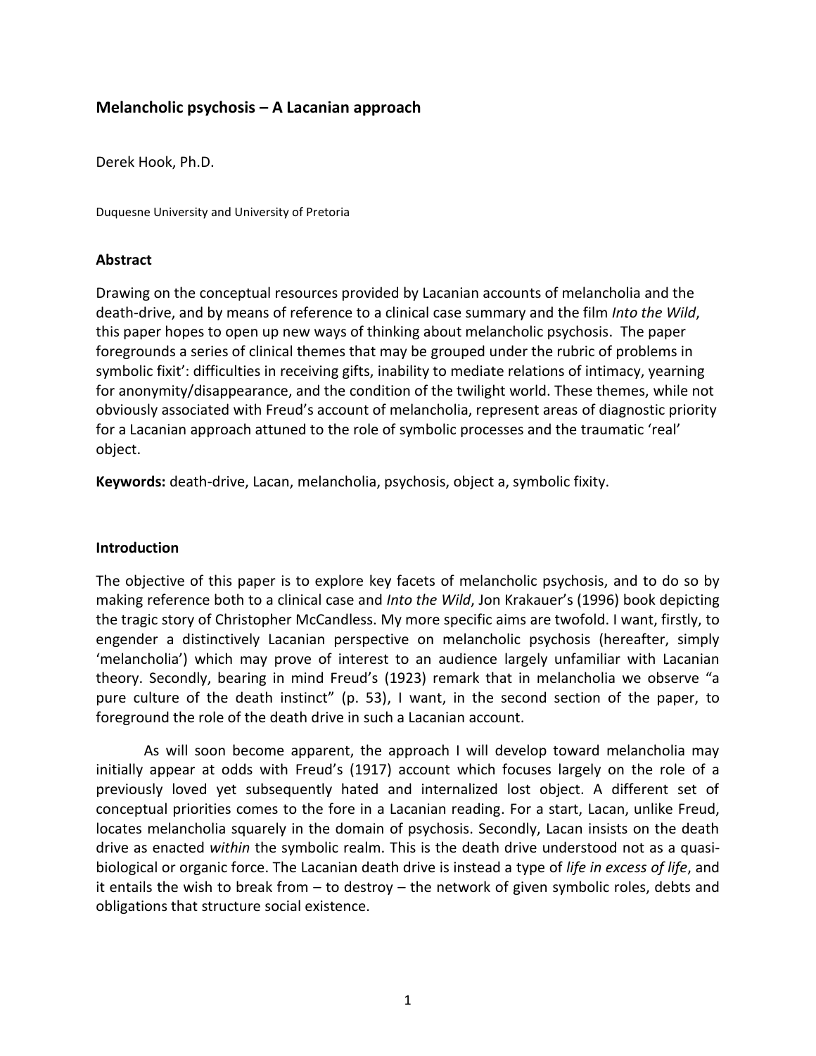# Melancholic psychosis – A Lacanian approach

Derek Hook, Ph.D.

Duquesne University and University of Pretoria

## Abstract

Drawing on the conceptual resources provided by Lacanian accounts of melancholia and the death-drive, and by means of reference to a clinical case summary and the film *Into the Wild*, this paper hopes to open up new ways of thinking about melancholic psychosis. The paper foregrounds a series of clinical themes that may be grouped under the rubric of problems in symbolic fixit': difficulties in receiving gifts, inability to mediate relations of intimacy, yearning for anonymity/disappearance, and the condition of the twilight world. These themes, while not obviously associated with Freud's account of melancholia, represent areas of diagnostic priority for a Lacanian approach attuned to the role of symbolic processes and the traumatic 'real' object.

**Keywords:** death-drive, Lacan, melancholia, psychosis, object a, symbolic fixity.

## Introduction

The objective of this paper is to explore key facets of melancholic psychosis, and to do so by making reference both to a clinical case and *Into the Wild*, Jon Krakauer's (1996) book depicting the tragic story of Christopher McCandless. My more specific aims are twofold. I want, firstly, to engender a distinctively Lacanian perspective on melancholic psychosis (hereafter, simply 'melancholia') which may prove of interest to an audience largely unfamiliar with Lacanian theory. Secondly, bearing in mind Freud's (1923) remark that in melancholia we observe "a pure culture of the death instinct" (p. 53), I want, in the second section of the paper, to foreground the role of the death drive in such a Lacanian account.

As will soon become apparent, the approach I will develop toward melancholia may initially appear at odds with Freud's (1917) account which focuses largely on the role of a previously loved yet subsequently hated and internalized lost object. A different set of conceptual priorities comes to the fore in a Lacanian reading. For a start, Lacan, unlike Freud, locates melancholia squarely in the domain of psychosis. Secondly, Lacan insists on the death drive as enacted *within* the symbolic realm. This is the death drive understood not as a quasi-biological or organic force. The Lacanian death drive is instead a type of *life in excess of life*, and it entails the wish to break from – to destroy – the network of given symbolic roles, debts and obligations that structure social existence.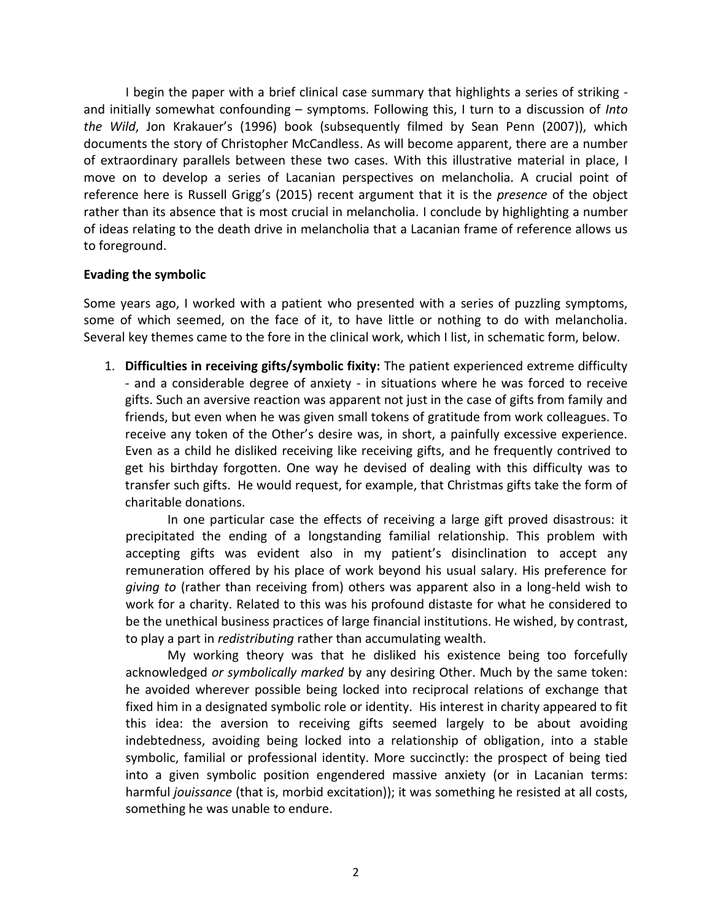I begin the paper with a brief clinical case summary that highlights a series of striking - and initially somewhat confounding – symptoms. Following this, I turn to a discussion of *Into the Wild*, Jon Krakauer's (1996) book (subsequently filmed by Sean Penn (2007)), which documents the story of Christopher McCandless. As will become apparent, there are a number of extraordinary parallels between these two cases. With this illustrative material in place, I move on to develop a series of Lacanian perspectives on melancholia. A crucial point of reference here is Russell Grigg's (2015) recent argument that it is the *presence* of the object rather than its absence that is most crucial in melancholia. I conclude by highlighting a number of ideas relating to the death drive in melancholia that a Lacanian frame of reference allows us to foreground.

## Evading the symbolic

Some years ago, I worked with a patient who presented with a series of puzzling symptoms, some of which seemed, on the face of it, to have little or nothing to do with melancholia. Several key themes came to the fore in the clinical work, which I list, in schematic form, below.

1. **Difficulties in receiving gifts/symbolic fixity:** The patient experienced extreme difficulty - and a considerable degree of anxiety - in situations where he was forced to receive gifts. Such an aversive reaction was apparent not just in the case of gifts from family and friends, but even when he was given small tokens of gratitude from work colleagues. To receive any token of the Other's desire was, in short, a painfully excessive experience. Even as a child he disliked receiving like receiving gifts, and he frequently contrived to get his birthday forgotten. One way he devised of dealing with this difficulty was to transfer such gifts. He would request, for example, that Christmas gifts take the form of charitable donations.

   In one particular case the effects of receiving a large gift proved disastrous: it precipitated the ending of a longstanding familial relationship. This problem with accepting gifts was evident also in my patient's disinclination to accept any remuneration offered by his place of work beyond his usual salary. His preference for *giving to* (rather than receiving from) others was apparent also in a long-held wish to work for a charity. Related to this was his profound distaste for what he considered to be the unethical business practices of large financial institutions. He wished, by contrast, to play a part in *redistributing* rather than accumulating wealth.

   My working theory was that he disliked his existence being too forcefully acknowledged *or symbolically marked* by any desiring Other. Much by the same token: he avoided wherever possible being locked into reciprocal relations of exchange that fixed him in a designated symbolic role or identity. His interest in charity appeared to fit this idea: the aversion to receiving gifts seemed largely to be about avoiding indebtedness, avoiding being locked into a relationship of obligation, into a stable symbolic, familial or professional identity. More succinctly: the prospect of being tied into a given symbolic position engendered massive anxiety (or in Lacanian terms: harmful *jouissance* (that is, morbid excitation)); it was something he resisted at all costs, something he was unable to endure.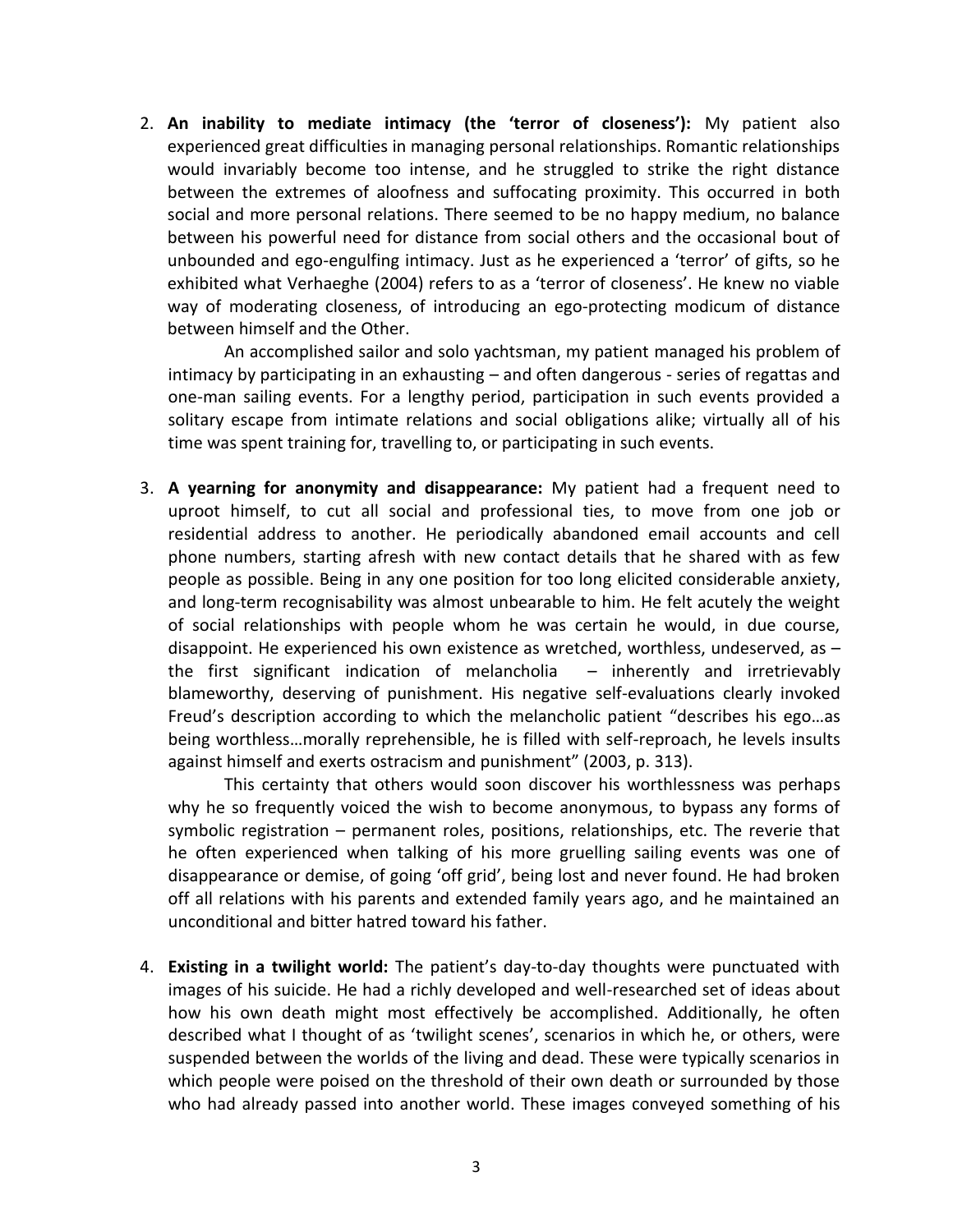2. **An inability to mediate intimacy (the 'terror of closeness'):** My patient also experienced great difficulties in managing personal relationships. Romantic relationships would invariably become too intense, and he struggled to strike the right distance between the extremes of aloofness and suffocating proximity. This occurred in both social and more personal relations. There seemed to be no happy medium, no balance between his powerful need for distance from social others and the occasional bout of unbounded and ego-engulfing intimacy. Just as he experienced a 'terror' of gifts, so he exhibited what Verhaeghe (2004) refers to as a 'terror of closeness'. He knew no viable way of moderating closeness, of introducing an ego-protecting modicum of distance between himself and the Other.

   An accomplished sailor and solo yachtsman, my patient managed his problem of intimacy by participating in an exhausting – and often dangerous - series of regattas and one-man sailing events. For a lengthy period, participation in such events provided a solitary escape from intimate relations and social obligations alike; virtually all of his time was spent training for, travelling to, or participating in such events.

3. **A yearning for anonymity and disappearance:** My patient had a frequent need to uproot himself, to cut all social and professional ties, to move from one job or residential address to another. He periodically abandoned email accounts and cell phone numbers, starting afresh with new contact details that he shared with as few people as possible. Being in any one position for too long elicited considerable anxiety, and long-term recognisability was almost unbearable to him. He felt acutely the weight of social relationships with people whom he was certain he would, in due course, disappoint. He experienced his own existence as wretched, worthless, undeserved, as – the first significant indication of melancholia – inherently and irretrievably blameworthy, deserving of punishment. His negative self-evaluations clearly invoked Freud's description according to which the melancholic patient "describes his ego…as being worthless…morally reprehensible, he is filled with self-reproach, he levels insults against himself and exerts ostracism and punishment" (2003, p. 313).

   This certainty that others would soon discover his worthlessness was perhaps why he so frequently voiced the wish to become anonymous, to bypass any forms of symbolic registration – permanent roles, positions, relationships, etc. The reverie that he often experienced when talking of his more gruelling sailing events was one of disappearance or demise, of going 'off grid', being lost and never found. He had broken off all relations with his parents and extended family years ago, and he maintained an unconditional and bitter hatred toward his father.

4. **Existing in a twilight world:** The patient's day-to-day thoughts were punctuated with images of his suicide. He had a richly developed and well-researched set of ideas about how his own death might most effectively be accomplished. Additionally, he often described what I thought of as 'twilight scenes', scenarios in which he, or others, were suspended between the worlds of the living and dead. These were typically scenarios in which people were poised on the threshold of their own death or surrounded by those who had already passed into another world. These images conveyed something of his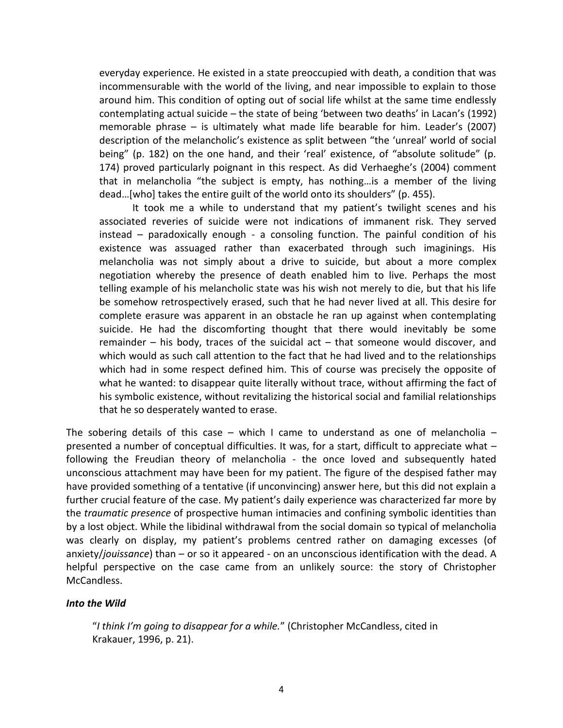everyday experience. He existed in a state preoccupied with death, a condition that was incommensurable with the world of the living, and near impossible to explain to those around him. This condition of opting out of social life whilst at the same time endlessly contemplating actual suicide – the state of being 'between two deaths' in Lacan's (1992) memorable phrase – is ultimately what made life bearable for him. Leader's (2007) description of the melancholic's existence as split between "the 'unreal' world of social being" (p. 182) on the one hand, and their 'real' existence, of "absolute solitude" (p. 174) proved particularly poignant in this respect. As did Verhaeghe's (2004) comment that in melancholia "the subject is empty, has nothing…is a member of the living dead…[who] takes the entire guilt of the world onto its shoulders" (p. 455).

It took me a while to understand that my patient's twilight scenes and his associated reveries of suicide were not indications of immanent risk. They served instead – paradoxically enough - a consoling function. The painful condition of his existence was assuaged rather than exacerbated through such imaginings. His melancholia was not simply about a drive to suicide, but about a more complex negotiation whereby the presence of death enabled him to live. Perhaps the most telling example of his melancholic state was his wish not merely to die, but that his life be somehow retrospectively erased, such that he had never lived at all. This desire for complete erasure was apparent in an obstacle he ran up against when contemplating suicide. He had the discomforting thought that there would inevitably be some remainder – his body, traces of the suicidal act – that someone would discover, and which would as such call attention to the fact that he had lived and to the relationships which had in some respect defined him. This of course was precisely the opposite of what he wanted: to disappear quite literally without trace, without affirming the fact of his symbolic existence, without revitalizing the historical social and familial relationships that he so desperately wanted to erase.

The sobering details of this case – which I came to understand as one of melancholia – presented a number of conceptual difficulties. It was, for a start, difficult to appreciate what – following the Freudian theory of melancholia - the once loved and subsequently hated unconscious attachment may have been for my patient. The figure of the despised father may have provided something of a tentative (if unconvincing) answer here, but this did not explain a further crucial feature of the case. My patient's daily experience was characterized far more by the *traumatic presence* of prospective human intimacies and confining symbolic identities than by a lost object. While the libidinal withdrawal from the social domain so typical of melancholia was clearly on display, my patient's problems centred rather on damaging excesses (of anxiety/*jouissance*) than – or so it appeared - on an unconscious identification with the dead. A helpful perspective on the case came from an unlikely source: the story of Christopher McCandless.

### *Into the Wild*

"*I think I'm going to disappear for a while.*" (Christopher McCandless, cited in Krakauer, 1996, p. 21).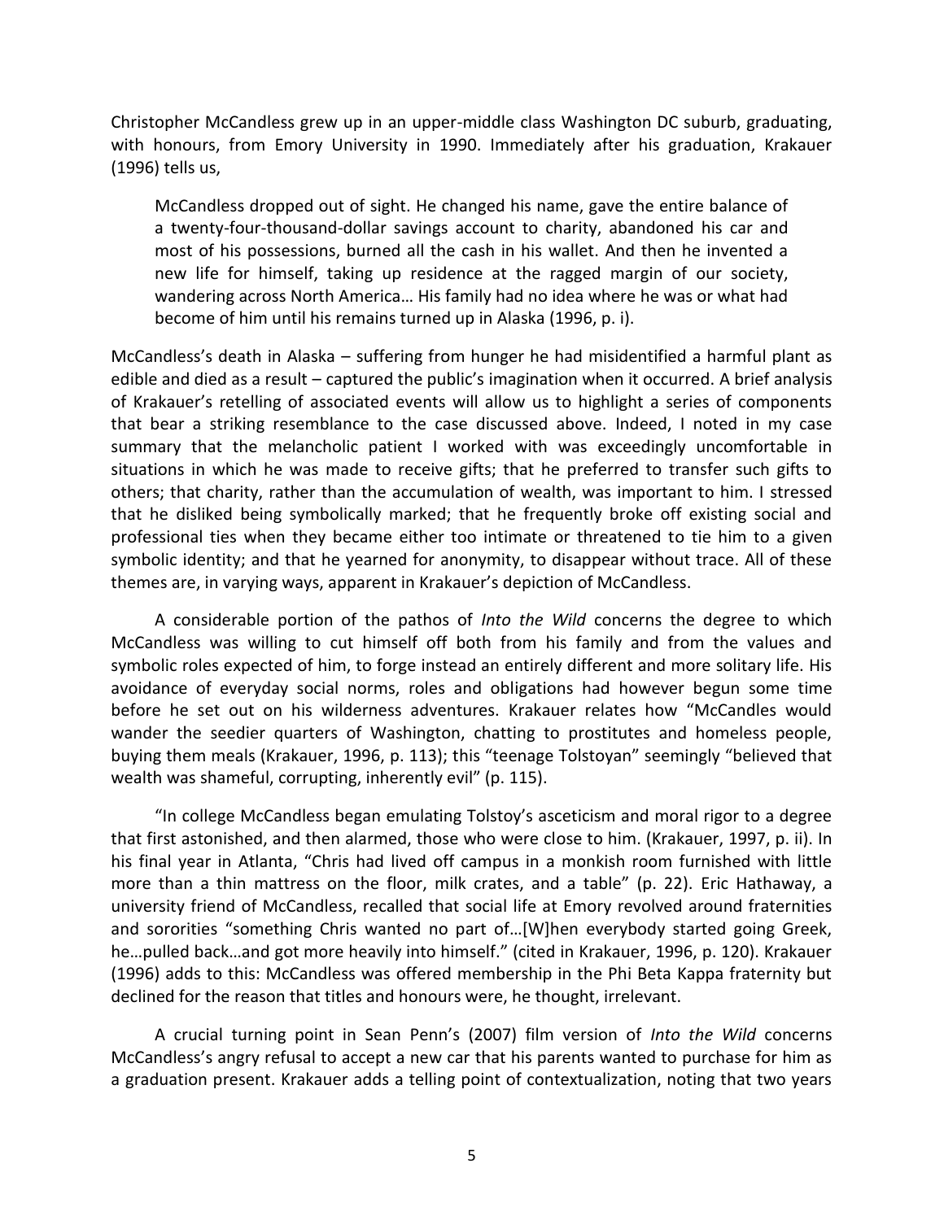Christopher McCandless grew up in an upper-middle class Washington DC suburb, graduating, with honours, from Emory University in 1990. Immediately after his graduation, Krakauer (1996) tells us,

> McCandless dropped out of sight. He changed his name, gave the entire balance of a twenty-four-thousand-dollar savings account to charity, abandoned his car and most of his possessions, burned all the cash in his wallet. And then he invented a new life for himself, taking up residence at the ragged margin of our society, wandering across North America… His family had no idea where he was or what had become of him until his remains turned up in Alaska (1996, p. i).

McCandless's death in Alaska – suffering from hunger he had misidentified a harmful plant as edible and died as a result – captured the public's imagination when it occurred. A brief analysis of Krakauer's retelling of associated events will allow us to highlight a series of components that bear a striking resemblance to the case discussed above. Indeed, I noted in my case summary that the melancholic patient I worked with was exceedingly uncomfortable in situations in which he was made to receive gifts; that he preferred to transfer such gifts to others; that charity, rather than the accumulation of wealth, was important to him. I stressed that he disliked being symbolically marked; that he frequently broke off existing social and professional ties when they became either too intimate or threatened to tie him to a given symbolic identity; and that he yearned for anonymity, to disappear without trace. All of these themes are, in varying ways, apparent in Krakauer's depiction of McCandless.

A considerable portion of the pathos of *Into the Wild* concerns the degree to which McCandless was willing to cut himself off both from his family and from the values and symbolic roles expected of him, to forge instead an entirely different and more solitary life. His avoidance of everyday social norms, roles and obligations had however begun some time before he set out on his wilderness adventures. Krakauer relates how "McCandles would wander the seedier quarters of Washington, chatting to prostitutes and homeless people, buying them meals (Krakauer, 1996, p. 113); this "teenage Tolstoyan" seemingly "believed that wealth was shameful, corrupting, inherently evil" (p. 115).

"In college McCandless began emulating Tolstoy's asceticism and moral rigor to a degree that first astonished, and then alarmed, those who were close to him. (Krakauer, 1997, p. ii). In his final year in Atlanta, "Chris had lived off campus in a monkish room furnished with little more than a thin mattress on the floor, milk crates, and a table" (p. 22). Eric Hathaway, a university friend of McCandless, recalled that social life at Emory revolved around fraternities and sororities "something Chris wanted no part of…[W]hen everybody started going Greek, he…pulled back…and got more heavily into himself." (cited in Krakauer, 1996, p. 120). Krakauer (1996) adds to this: McCandless was offered membership in the Phi Beta Kappa fraternity but declined for the reason that titles and honours were, he thought, irrelevant.

A crucial turning point in Sean Penn's (2007) film version of *Into the Wild* concerns McCandless's angry refusal to accept a new car that his parents wanted to purchase for him as a graduation present. Krakauer adds a telling point of contextualization, noting that two years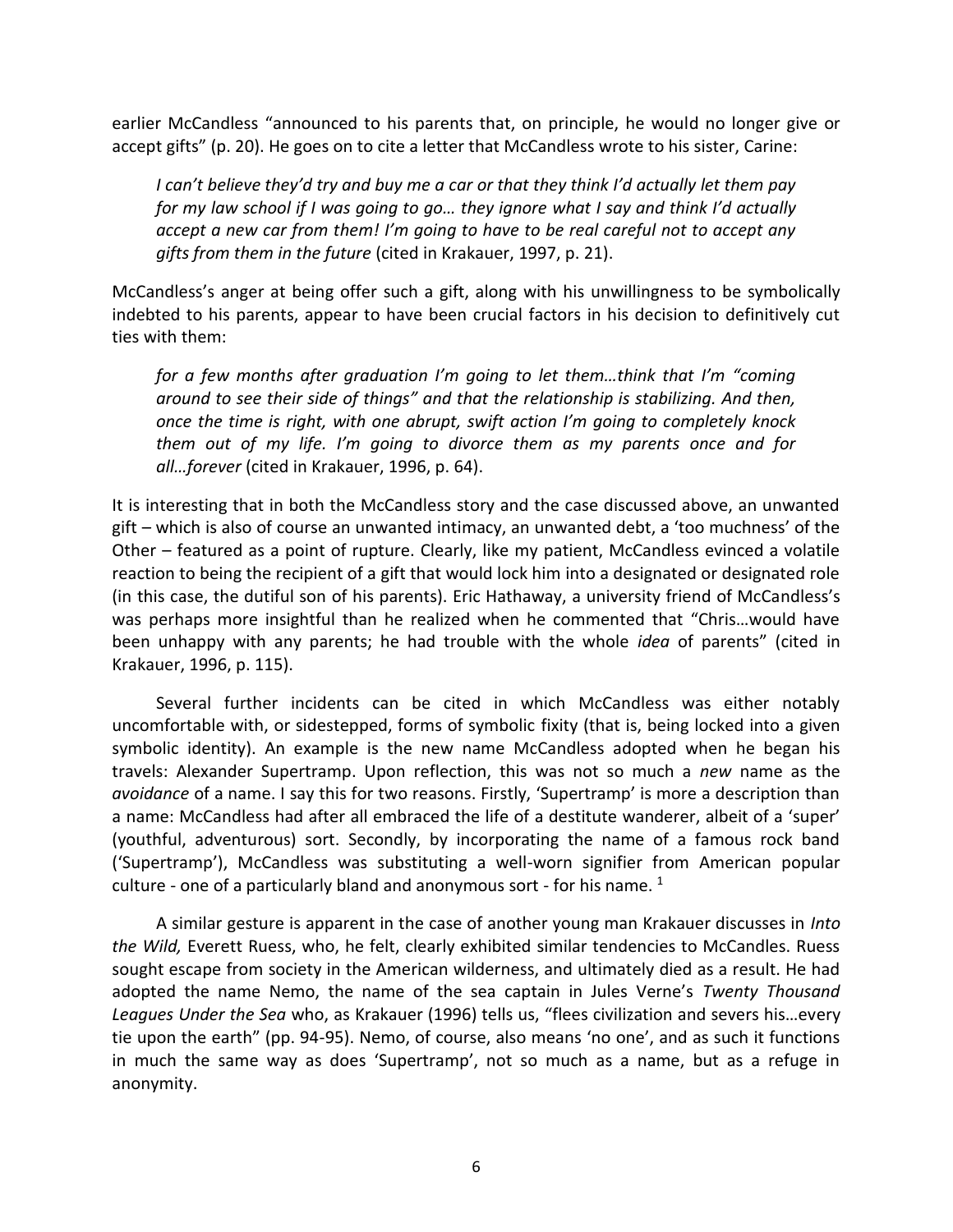earlier McCandless "announced to his parents that, on principle, he would no longer give or accept gifts" (p. 20). He goes on to cite a letter that McCandless wrote to his sister, Carine:

> *I can't believe they'd try and buy me a car or that they think I'd actually let them pay for my law school if I was going to go… they ignore what I say and think I'd actually accept a new car from them! I'm going to have to be real careful not to accept any gifts from them in the future* (cited in Krakauer, 1997, p. 21).

McCandless's anger at being offer such a gift, along with his unwillingness to be symbolically indebted to his parents, appear to have been crucial factors in his decision to definitively cut ties with them:

> *for a few months after graduation I'm going to let them…think that I'm "coming around to see their side of things" and that the relationship is stabilizing. And then, once the time is right, with one abrupt, swift action I'm going to completely knock them out of my life. I'm going to divorce them as my parents once and for all…forever* (cited in Krakauer, 1996, p. 64).

It is interesting that in both the McCandless story and the case discussed above, an unwanted gift – which is also of course an unwanted intimacy, an unwanted debt, a 'too muchness' of the Other – featured as a point of rupture. Clearly, like my patient, McCandless evinced a volatile reaction to being the recipient of a gift that would lock him into a designated or designated role (in this case, the dutiful son of his parents). Eric Hathaway, a university friend of McCandless's was perhaps more insightful than he realized when he commented that "Chris…would have been unhappy with any parents; he had trouble with the whole *idea* of parents" (cited in Krakauer, 1996, p. 115).

Several further incidents can be cited in which McCandless was either notably uncomfortable with, or sidestepped, forms of symbolic fixity (that is, being locked into a given symbolic identity). An example is the new name McCandless adopted when he began his travels: Alexander Supertramp. Upon reflection, this was not so much a *new* name as the *avoidance* of a name. I say this for two reasons. Firstly, 'Supertramp' is more a description than a name: McCandless had after all embraced the life of a destitute wanderer, albeit of a 'super' (youthful, adventurous) sort. Secondly, by incorporating the name of a famous rock band ('Supertramp'), McCandless was substituting a well-worn signifier from American popular culture - one of a particularly bland and anonymous sort - for his name. [1]

A similar gesture is apparent in the case of another young man Krakauer discusses in *Into the Wild,* Everett Ruess, who, he felt, clearly exhibited similar tendencies to McCandles. Ruess sought escape from society in the American wilderness, and ultimately died as a result. He had adopted the name Nemo, the name of the sea captain in Jules Verne's *Twenty Thousand Leagues Under the Sea* who, as Krakauer (1996) tells us, "flees civilization and severs his…every tie upon the earth" (pp. 94-95). Nemo, of course, also means 'no one', and as such it functions in much the same way as does 'Supertramp', not so much as a name, but as a refuge in anonymity.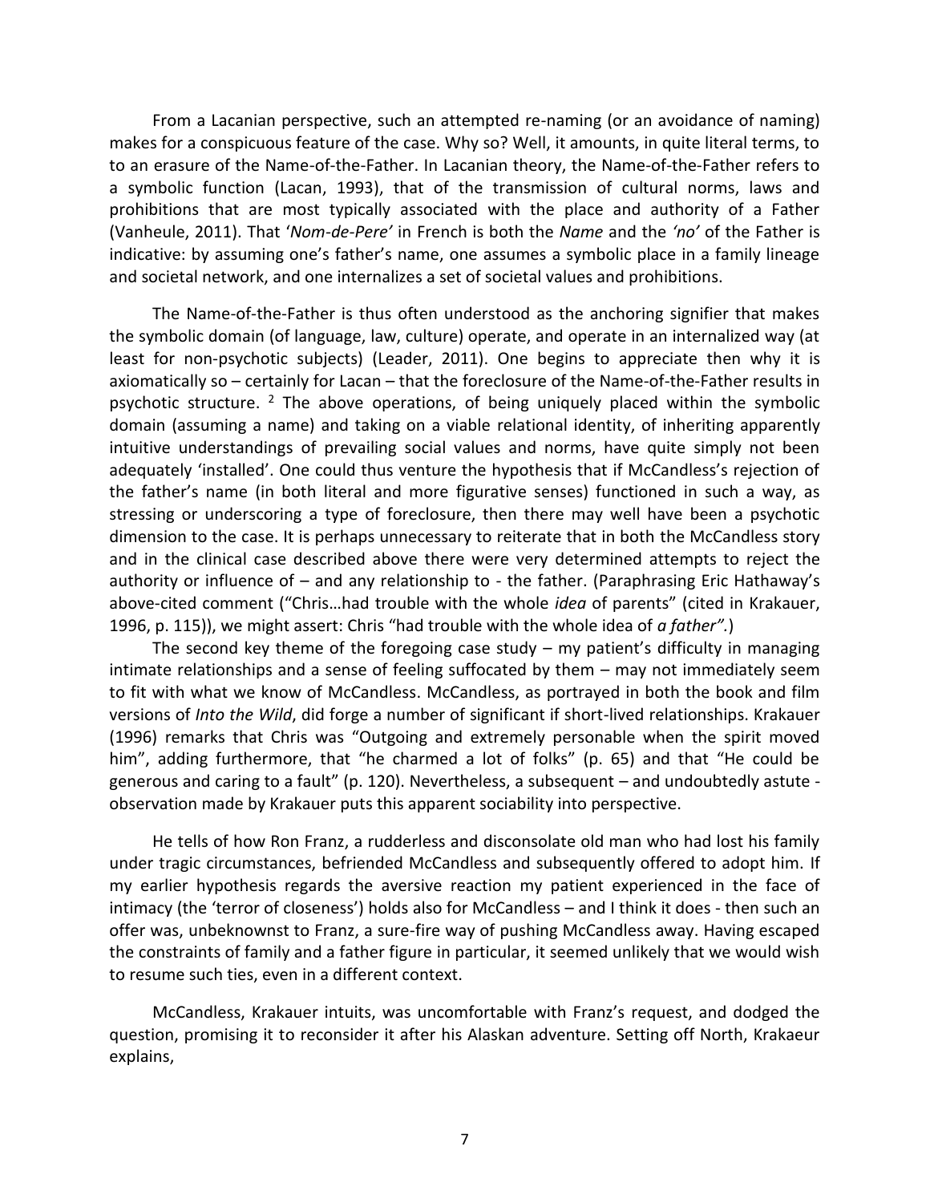From a Lacanian perspective, such an attempted re-naming (or an avoidance of naming) makes for a conspicuous feature of the case. Why so? Well, it amounts, in quite literal terms, to to an erasure of the Name-of-the-Father. In Lacanian theory, the Name-of-the-Father refers to a symbolic function (Lacan, 1993), that of the transmission of cultural norms, laws and prohibitions that are most typically associated with the place and authority of a Father (Vanheule, 2011). That '*Nom-de-Pere'* in French is both the *Name* and the *'no'* of the Father is indicative: by assuming one's father's name, one assumes a symbolic place in a family lineage and societal network, and one internalizes a set of societal values and prohibitions.

The Name-of-the-Father is thus often understood as the anchoring signifier that makes the symbolic domain (of language, law, culture) operate, and operate in an internalized way (at least for non-psychotic subjects) (Leader, 2011). One begins to appreciate then why it is axiomatically so – certainly for Lacan – that the foreclosure of the Name-of-the-Father results in psychotic structure. [2] The above operations, of being uniquely placed within the symbolic domain (assuming a name) and taking on a viable relational identity, of inheriting apparently intuitive understandings of prevailing social values and norms, have quite simply not been adequately 'installed'. One could thus venture the hypothesis that if McCandless's rejection of the father's name (in both literal and more figurative senses) functioned in such a way, as stressing or underscoring a type of foreclosure, then there may well have been a psychotic dimension to the case. It is perhaps unnecessary to reiterate that in both the McCandless story and in the clinical case described above there were very determined attempts to reject the authority or influence of – and any relationship to - the father. (Paraphrasing Eric Hathaway's above-cited comment ("Chris…had trouble with the whole *idea* of parents" (cited in Krakauer, 1996, p. 115)), we might assert: Chris "had trouble with the whole idea of *a father".*)

The second key theme of the foregoing case study – my patient's difficulty in managing intimate relationships and a sense of feeling suffocated by them – may not immediately seem to fit with what we know of McCandless. McCandless, as portrayed in both the book and film versions of *Into the Wild*, did forge a number of significant if short-lived relationships. Krakauer (1996) remarks that Chris was "Outgoing and extremely personable when the spirit moved him", adding furthermore, that "he charmed a lot of folks" (p. 65) and that "He could be generous and caring to a fault" (p. 120). Nevertheless, a subsequent – and undoubtedly astute - observation made by Krakauer puts this apparent sociability into perspective.

He tells of how Ron Franz, a rudderless and disconsolate old man who had lost his family under tragic circumstances, befriended McCandless and subsequently offered to adopt him. If my earlier hypothesis regards the aversive reaction my patient experienced in the face of intimacy (the 'terror of closeness') holds also for McCandless – and I think it does - then such an offer was, unbeknownst to Franz, a sure-fire way of pushing McCandless away. Having escaped the constraints of family and a father figure in particular, it seemed unlikely that we would wish to resume such ties, even in a different context.

McCandless, Krakauer intuits, was uncomfortable with Franz's request, and dodged the question, promising it to reconsider it after his Alaskan adventure. Setting off North, Krakaeur explains,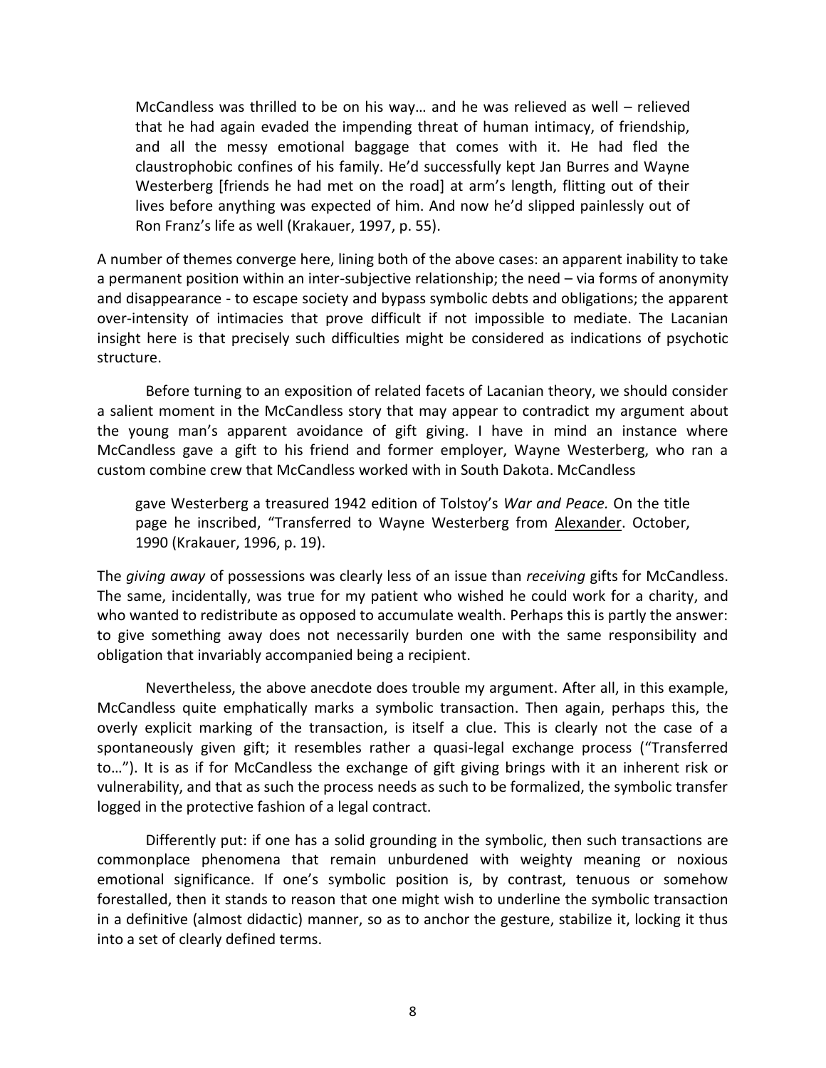> McCandless was thrilled to be on his way… and he was relieved as well – relieved that he had again evaded the impending threat of human intimacy, of friendship, and all the messy emotional baggage that comes with it. He had fled the claustrophobic confines of his family. He'd successfully kept Jan Burres and Wayne Westerberg [friends he had met on the road] at arm's length, flitting out of their lives before anything was expected of him. And now he'd slipped painlessly out of Ron Franz's life as well (Krakauer, 1997, p. 55).

A number of themes converge here, lining both of the above cases: an apparent inability to take a permanent position within an inter-subjective relationship; the need – via forms of anonymity and disappearance - to escape society and bypass symbolic debts and obligations; the apparent over-intensity of intimacies that prove difficult if not impossible to mediate. The Lacanian insight here is that precisely such difficulties might be considered as indications of psychotic structure.

Before turning to an exposition of related facets of Lacanian theory, we should consider a salient moment in the McCandless story that may appear to contradict my argument about the young man's apparent avoidance of gift giving. I have in mind an instance where McCandless gave a gift to his friend and former employer, Wayne Westerberg, who ran a custom combine crew that McCandless worked with in South Dakota. McCandless

> gave Westerberg a treasured 1942 edition of Tolstoy's *War and Peace.* On the title page he inscribed, "Transferred to Wayne Westerberg from <u>Alexander</u>. October, 1990 (Krakauer, 1996, p. 19).

The *giving away* of possessions was clearly less of an issue than *receiving* gifts for McCandless. The same, incidentally, was true for my patient who wished he could work for a charity, and who wanted to redistribute as opposed to accumulate wealth. Perhaps this is partly the answer: to give something away does not necessarily burden one with the same responsibility and obligation that invariably accompanied being a recipient.

Nevertheless, the above anecdote does trouble my argument. After all, in this example, McCandless quite emphatically marks a symbolic transaction. Then again, perhaps this, the overly explicit marking of the transaction, is itself a clue. This is clearly not the case of a spontaneously given gift; it resembles rather a quasi-legal exchange process ("Transferred to…"). It is as if for McCandless the exchange of gift giving brings with it an inherent risk or vulnerability, and that as such the process needs as such to be formalized, the symbolic transfer logged in the protective fashion of a legal contract.

Differently put: if one has a solid grounding in the symbolic, then such transactions are commonplace phenomena that remain unburdened with weighty meaning or noxious emotional significance. If one's symbolic position is, by contrast, tenuous or somehow forestalled, then it stands to reason that one might wish to underline the symbolic transaction in a definitive (almost didactic) manner, so as to anchor the gesture, stabilize it, locking it thus into a set of clearly defined terms.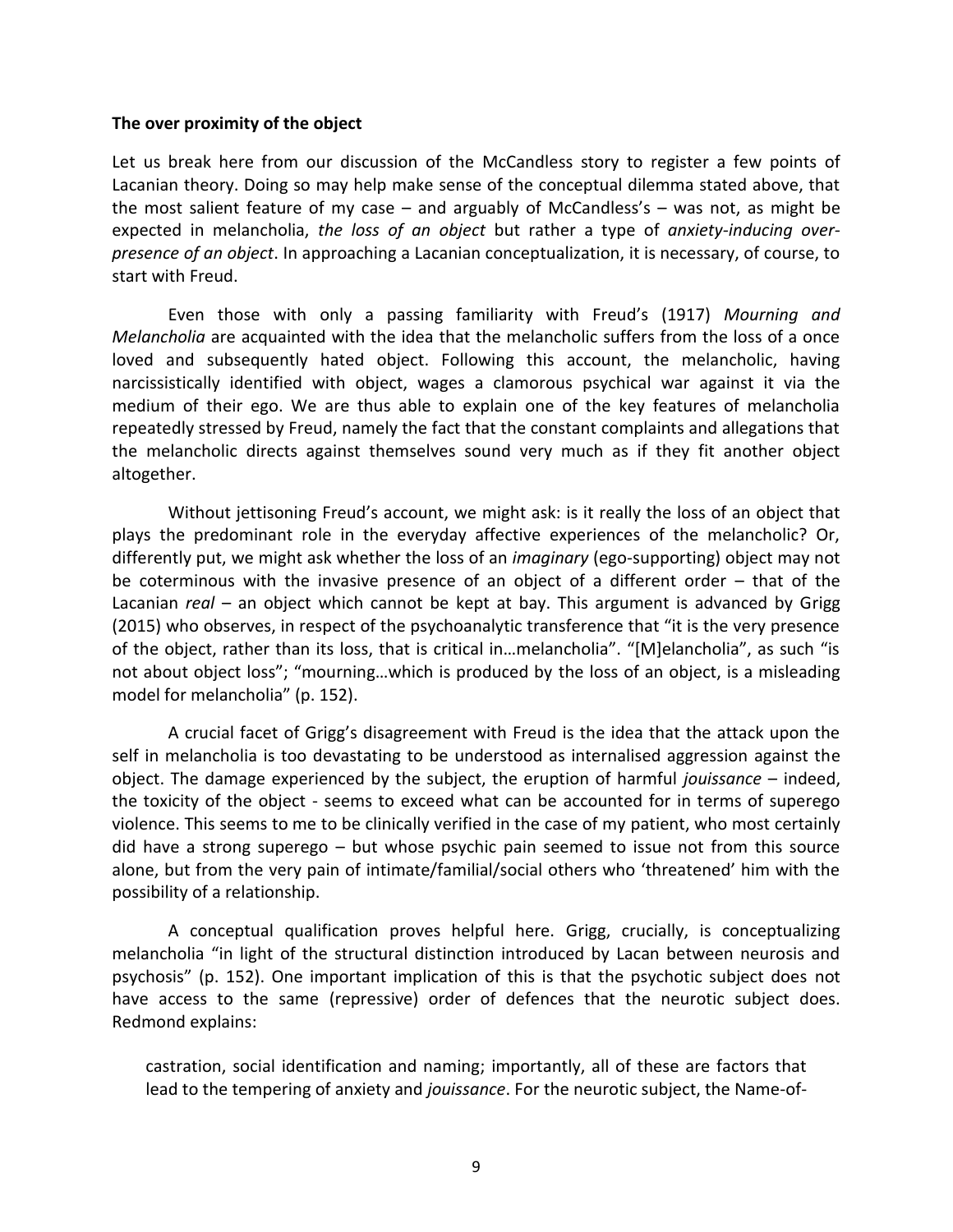**The over proximity of the object**

Let us break here from our discussion of the McCandless story to register a few points of Lacanian theory. Doing so may help make sense of the conceptual dilemma stated above, that the most salient feature of my case – and arguably of McCandless's – was not, as might be expected in melancholia, *the loss of an object* but rather a type of *anxiety-inducing over-presence of an object*. In approaching a Lacanian conceptualization, it is necessary, of course, to start with Freud.

Even those with only a passing familiarity with Freud's (1917) *Mourning and Melancholia* are acquainted with the idea that the melancholic suffers from the loss of a once loved and subsequently hated object. Following this account, the melancholic, having narcissistically identified with object, wages a clamorous psychical war against it via the medium of their ego. We are thus able to explain one of the key features of melancholia repeatedly stressed by Freud, namely the fact that the constant complaints and allegations that the melancholic directs against themselves sound very much as if they fit another object altogether.

Without jettisoning Freud's account, we might ask: is it really the loss of an object that plays the predominant role in the everyday affective experiences of the melancholic? Or, differently put, we might ask whether the loss of an *imaginary* (ego-supporting) object may not be coterminous with the invasive presence of an object of a different order – that of the Lacanian *real* – an object which cannot be kept at bay. This argument is advanced by Grigg (2015) who observes, in respect of the psychoanalytic transference that "it is the very presence of the object, rather than its loss, that is critical in…melancholia". "[M]elancholia", as such "is not about object loss"; "mourning…which is produced by the loss of an object, is a misleading model for melancholia" (p. 152).

A crucial facet of Grigg's disagreement with Freud is the idea that the attack upon the self in melancholia is too devastating to be understood as internalised aggression against the object. The damage experienced by the subject, the eruption of harmful *jouissance* – indeed, the toxicity of the object - seems to exceed what can be accounted for in terms of superego violence. This seems to me to be clinically verified in the case of my patient, who most certainly did have a strong superego – but whose psychic pain seemed to issue not from this source alone, but from the very pain of intimate/familial/social others who 'threatened' him with the possibility of a relationship.

A conceptual qualification proves helpful here. Grigg, crucially, is conceptualizing melancholia "in light of the structural distinction introduced by Lacan between neurosis and psychosis" (p. 152). One important implication of this is that the psychotic subject does not have access to the same (repressive) order of defences that the neurotic subject does. Redmond explains:

> castration, social identification and naming; importantly, all of these are factors that lead to the tempering of anxiety and *jouissance*. For the neurotic subject, the Name-of-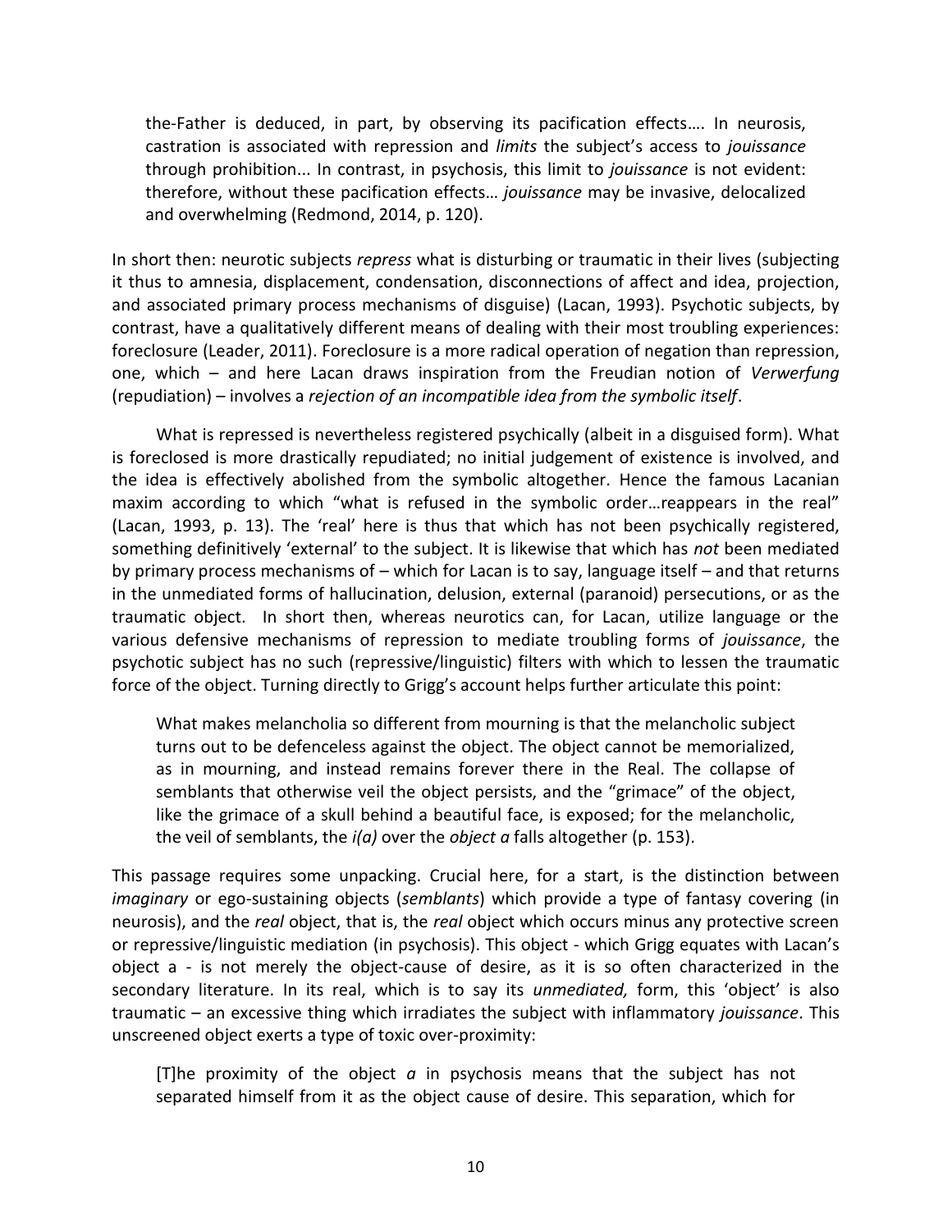> the-Father is deduced, in part, by observing its pacification effects…. In neurosis, castration is associated with repression and *limits* the subject's access to *jouissance* through prohibition... In contrast, in psychosis, this limit to *jouissance* is not evident: therefore, without these pacification effects… *jouissance* may be invasive, delocalized and overwhelming (Redmond, 2014, p. 120).

In short then: neurotic subjects *repress* what is disturbing or traumatic in their lives (subjecting it thus to amnesia, displacement, condensation, disconnections of affect and idea, projection, and associated primary process mechanisms of disguise) (Lacan, 1993). Psychotic subjects, by contrast, have a qualitatively different means of dealing with their most troubling experiences: foreclosure (Leader, 2011). Foreclosure is a more radical operation of negation than repression, one, which – and here Lacan draws inspiration from the Freudian notion of *Verwerfung* (repudiation) – involves a *rejection of an incompatible idea from the symbolic itself*.

What is repressed is nevertheless registered psychically (albeit in a disguised form). What is foreclosed is more drastically repudiated; no initial judgement of existence is involved, and the idea is effectively abolished from the symbolic altogether. Hence the famous Lacanian maxim according to which "what is refused in the symbolic order…reappears in the real" (Lacan, 1993, p. 13). The 'real' here is thus that which has not been psychically registered, something definitively 'external' to the subject. It is likewise that which has *not* been mediated by primary process mechanisms of – which for Lacan is to say, language itself – and that returns in the unmediated forms of hallucination, delusion, external (paranoid) persecutions, or as the traumatic object. In short then, whereas neurotics can, for Lacan, utilize language or the various defensive mechanisms of repression to mediate troubling forms of *jouissance*, the psychotic subject has no such (repressive/linguistic) filters with which to lessen the traumatic force of the object. Turning directly to Grigg's account helps further articulate this point:

> What makes melancholia so different from mourning is that the melancholic subject turns out to be defenceless against the object. The object cannot be memorialized, as in mourning, and instead remains forever there in the Real. The collapse of semblants that otherwise veil the object persists, and the "grimace" of the object, like the grimace of a skull behind a beautiful face, is exposed; for the melancholic, the veil of semblants, the *i(a)* over the *object a* falls altogether (p. 153).

This passage requires some unpacking. Crucial here, for a start, is the distinction between *imaginary* or ego-sustaining objects (*semblants*) which provide a type of fantasy covering (in neurosis), and the *real* object, that is, the *real* object which occurs minus any protective screen or repressive/linguistic mediation (in psychosis). This object - which Grigg equates with Lacan's object a - is not merely the object-cause of desire, as it is so often characterized in the secondary literature. In its real, which is to say its *unmediated,* form, this 'object' is also traumatic – an excessive thing which irradiates the subject with inflammatory *jouissance*. This unscreened object exerts a type of toxic over-proximity:

> [T]he proximity of the object *a* in psychosis means that the subject has not separated himself from it as the object cause of desire. This separation, which for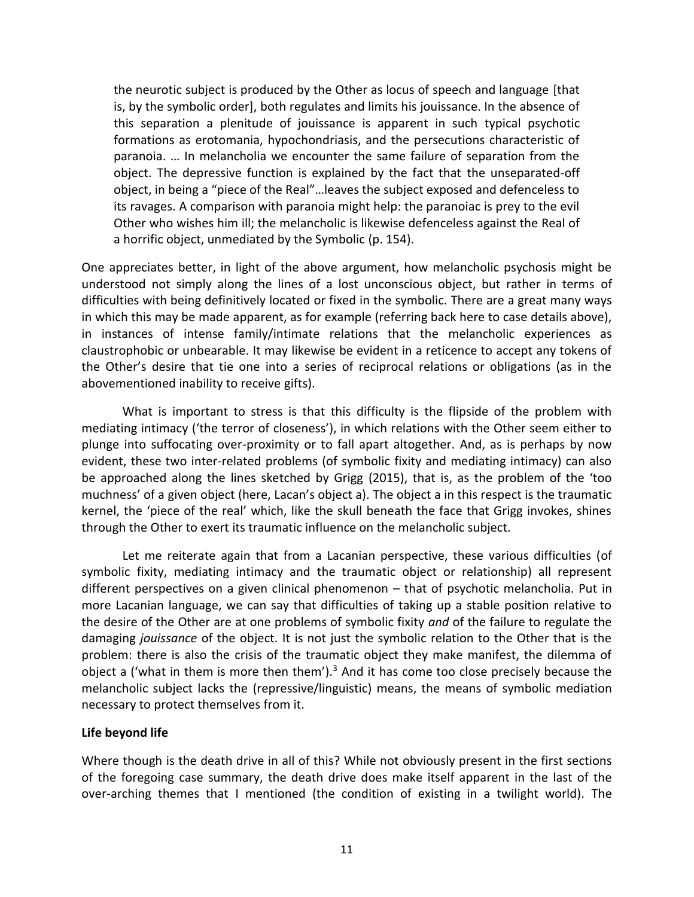> the neurotic subject is produced by the Other as locus of speech and language [that is, by the symbolic order], both regulates and limits his jouissance. In the absence of this separation a plenitude of jouissance is apparent in such typical psychotic formations as erotomania, hypochondriasis, and the persecutions characteristic of paranoia. … In melancholia we encounter the same failure of separation from the object. The depressive function is explained by the fact that the unseparated-off object, in being a "piece of the Real"…leaves the subject exposed and defenceless to its ravages. A comparison with paranoia might help: the paranoiac is prey to the evil Other who wishes him ill; the melancholic is likewise defenceless against the Real of a horrific object, unmediated by the Symbolic (p. 154).

One appreciates better, in light of the above argument, how melancholic psychosis might be understood not simply along the lines of a lost unconscious object, but rather in terms of difficulties with being definitively located or fixed in the symbolic. There are a great many ways in which this may be made apparent, as for example (referring back here to case details above), in instances of intense family/intimate relations that the melancholic experiences as claustrophobic or unbearable. It may likewise be evident in a reticence to accept any tokens of the Other's desire that tie one into a series of reciprocal relations or obligations (as in the abovementioned inability to receive gifts).

What is important to stress is that this difficulty is the flipside of the problem with mediating intimacy ('the terror of closeness'), in which relations with the Other seem either to plunge into suffocating over-proximity or to fall apart altogether. And, as is perhaps by now evident, these two inter-related problems (of symbolic fixity and mediating intimacy) can also be approached along the lines sketched by Grigg (2015), that is, as the problem of the 'too muchness' of a given object (here, Lacan's object a). The object a in this respect is the traumatic kernel, the 'piece of the real' which, like the skull beneath the face that Grigg invokes, shines through the Other to exert its traumatic influence on the melancholic subject.

Let me reiterate again that from a Lacanian perspective, these various difficulties (of symbolic fixity, mediating intimacy and the traumatic object or relationship) all represent different perspectives on a given clinical phenomenon – that of psychotic melancholia. Put in more Lacanian language, we can say that difficulties of taking up a stable position relative to the desire of the Other are at one problems of symbolic fixity *and* of the failure to regulate the damaging *jouissance* of the object. It is not just the symbolic relation to the Other that is the problem: there is also the crisis of the traumatic object they make manifest, the dilemma of object a ('what in them is more then them').[3] And it has come too close precisely because the melancholic subject lacks the (repressive/linguistic) means, the means of symbolic mediation necessary to protect themselves from it.

**Life beyond life**

Where though is the death drive in all of this? While not obviously present in the first sections of the foregoing case summary, the death drive does make itself apparent in the last of the over-arching themes that I mentioned (the condition of existing in a twilight world). The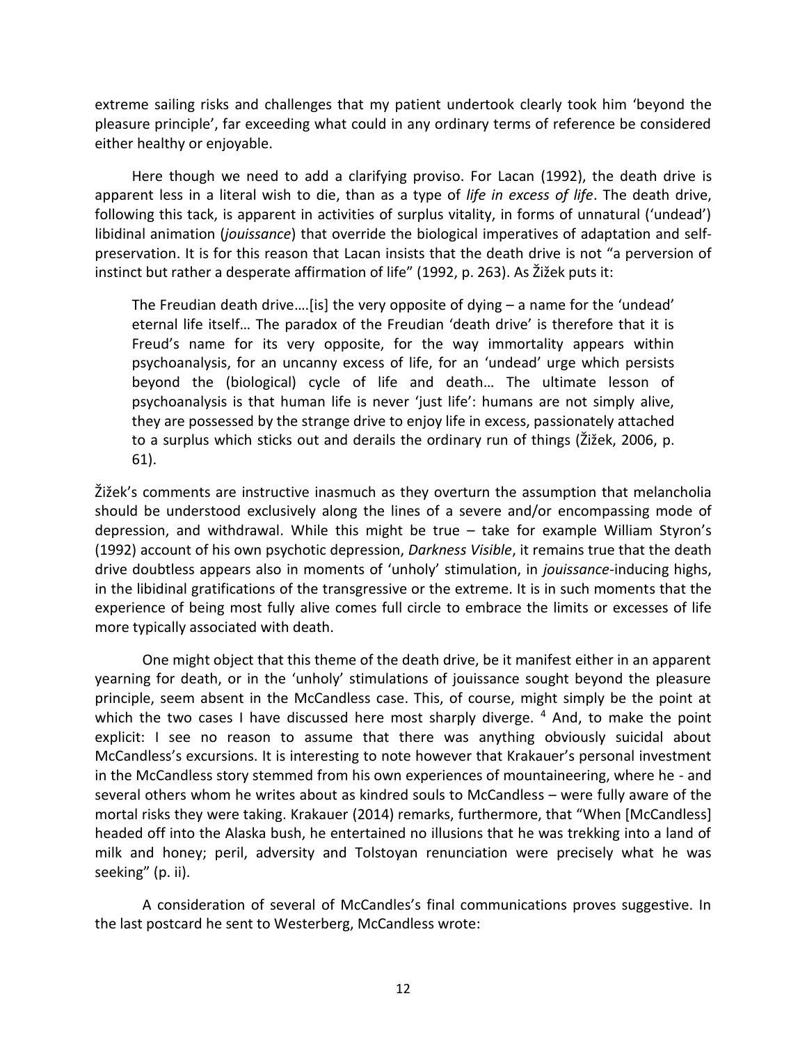extreme sailing risks and challenges that my patient undertook clearly took him 'beyond the pleasure principle', far exceeding what could in any ordinary terms of reference be considered either healthy or enjoyable.

Here though we need to add a clarifying proviso. For Lacan (1992), the death drive is apparent less in a literal wish to die, than as a type of *life in excess of life*. The death drive, following this tack, is apparent in activities of surplus vitality, in forms of unnatural ('undead') libidinal animation (*jouissance*) that override the biological imperatives of adaptation and self-preservation. It is for this reason that Lacan insists that the death drive is not "a perversion of instinct but rather a desperate affirmation of life" (1992, p. 263). As Žižek puts it:

> The Freudian death drive….[is] the very opposite of dying – a name for the 'undead' eternal life itself… The paradox of the Freudian 'death drive' is therefore that it is Freud's name for its very opposite, for the way immortality appears within psychoanalysis, for an uncanny excess of life, for an 'undead' urge which persists beyond the (biological) cycle of life and death… The ultimate lesson of psychoanalysis is that human life is never 'just life': humans are not simply alive, they are possessed by the strange drive to enjoy life in excess, passionately attached to a surplus which sticks out and derails the ordinary run of things (Žižek, 2006, p. 61).

Žižek's comments are instructive inasmuch as they overturn the assumption that melancholia should be understood exclusively along the lines of a severe and/or encompassing mode of depression, and withdrawal. While this might be true – take for example William Styron's (1992) account of his own psychotic depression, *Darkness Visible*, it remains true that the death drive doubtless appears also in moments of 'unholy' stimulation, in *jouissance*-inducing highs, in the libidinal gratifications of the transgressive or the extreme. It is in such moments that the experience of being most fully alive comes full circle to embrace the limits or excesses of life more typically associated with death.

One might object that this theme of the death drive, be it manifest either in an apparent yearning for death, or in the 'unholy' stimulations of jouissance sought beyond the pleasure principle, seem absent in the McCandless case. This, of course, might simply be the point at which the two cases I have discussed here most sharply diverge. [4] And, to make the point explicit: I see no reason to assume that there was anything obviously suicidal about McCandless's excursions. It is interesting to note however that Krakauer's personal investment in the McCandless story stemmed from his own experiences of mountaineering, where he - and several others whom he writes about as kindred souls to McCandless – were fully aware of the mortal risks they were taking. Krakauer (2014) remarks, furthermore, that "When [McCandless] headed off into the Alaska bush, he entertained no illusions that he was trekking into a land of milk and honey; peril, adversity and Tolstoyan renunciation were precisely what he was seeking" (p. ii).

A consideration of several of McCandles's final communications proves suggestive. In the last postcard he sent to Westerberg, McCandless wrote: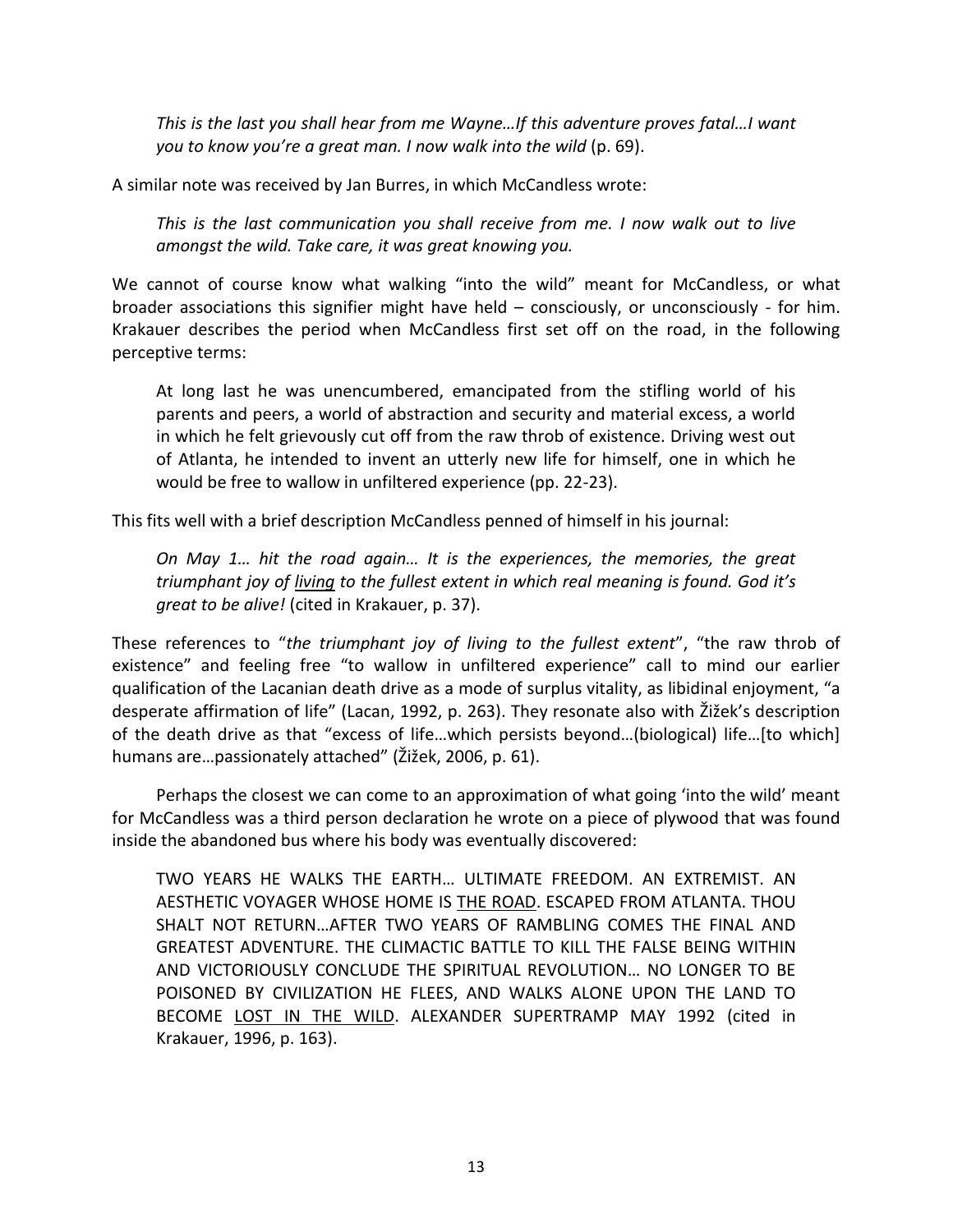> *This is the last you shall hear from me Wayne…If this adventure proves fatal…I want you to know you're a great man. I now walk into the wild* (p. 69).

A similar note was received by Jan Burres, in which McCandless wrote:

> *This is the last communication you shall receive from me. I now walk out to live amongst the wild. Take care, it was great knowing you.*

We cannot of course know what walking "into the wild" meant for McCandless, or what broader associations this signifier might have held – consciously, or unconsciously - for him. Krakauer describes the period when McCandless first set off on the road, in the following perceptive terms:

> At long last he was unencumbered, emancipated from the stifling world of his parents and peers, a world of abstraction and security and material excess, a world in which he felt grievously cut off from the raw throb of existence. Driving west out of Atlanta, he intended to invent an utterly new life for himself, one in which he would be free to wallow in unfiltered experience (pp. 22-23).

This fits well with a brief description McCandless penned of himself in his journal:

> *On May 1… hit the road again… It is the experiences, the memories, the great triumphant joy of <u>living</u> to the fullest extent in which real meaning is found. God it's great to be alive!* (cited in Krakauer, p. 37).

These references to "*the triumphant joy of living to the fullest extent*", "the raw throb of existence" and feeling free "to wallow in unfiltered experience" call to mind our earlier qualification of the Lacanian death drive as a mode of surplus vitality, as libidinal enjoyment, "a desperate affirmation of life" (Lacan, 1992, p. 263). They resonate also with Žižek's description of the death drive as that "excess of life…which persists beyond…(biological) life…[to which] humans are…passionately attached" (Žižek, 2006, p. 61).

Perhaps the closest we can come to an approximation of what going 'into the wild' meant for McCandless was a third person declaration he wrote on a piece of plywood that was found inside the abandoned bus where his body was eventually discovered:

> TWO YEARS HE WALKS THE EARTH… ULTIMATE FREEDOM. AN EXTREMIST. AN AESTHETIC VOYAGER WHOSE HOME IS <u>THE ROAD</u>. ESCAPED FROM ATLANTA. THOU SHALT NOT RETURN…AFTER TWO YEARS OF RAMBLING COMES THE FINAL AND GREATEST ADVENTURE. THE CLIMACTIC BATTLE TO KILL THE FALSE BEING WITHIN AND VICTORIOUSLY CONCLUDE THE SPIRITUAL REVOLUTION… NO LONGER TO BE POISONED BY CIVILIZATION HE FLEES, AND WALKS ALONE UPON THE LAND TO BECOME <u>LOST IN THE WILD</u>. ALEXANDER SUPERTRAMP MAY 1992 (cited in Krakauer, 1996, p. 163).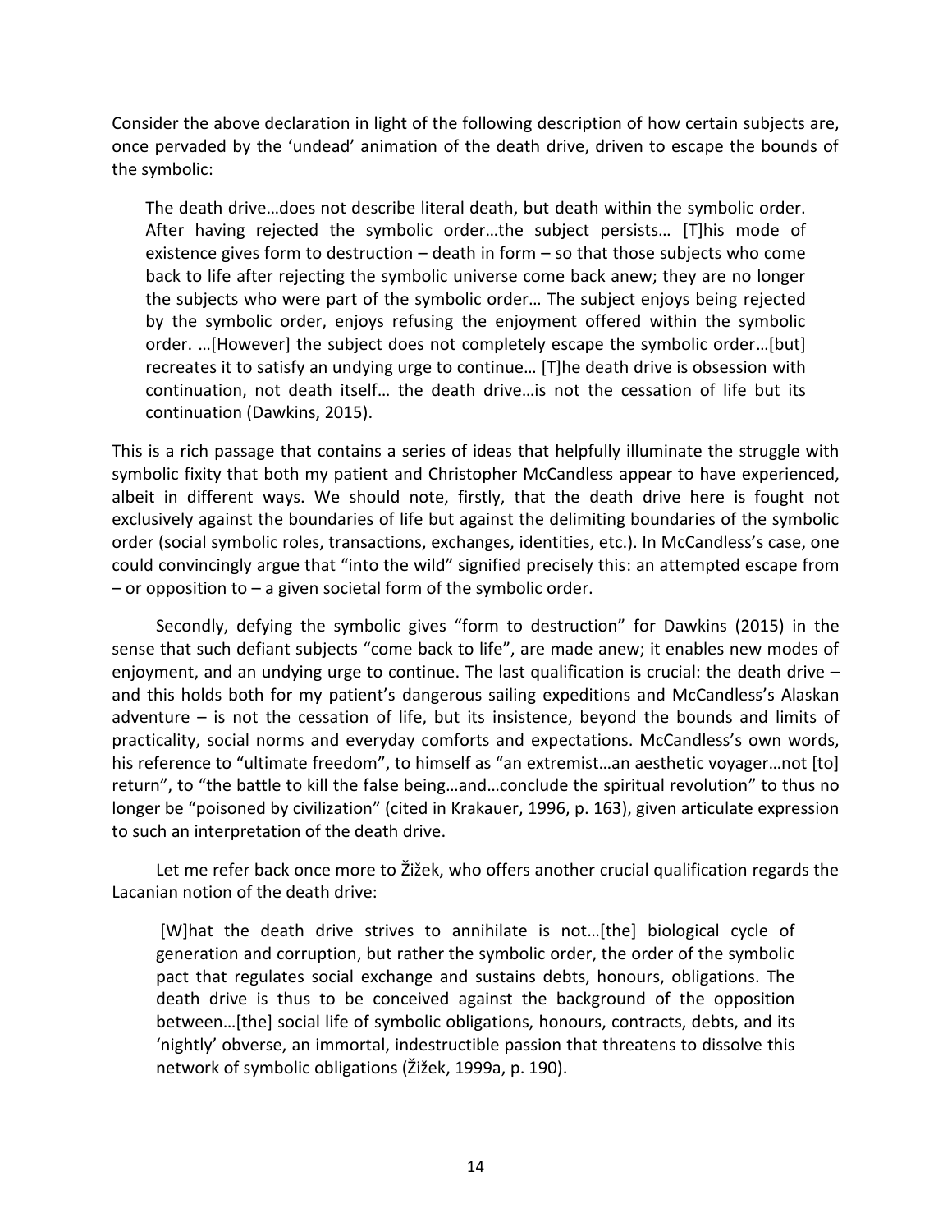Consider the above declaration in light of the following description of how certain subjects are, once pervaded by the 'undead' animation of the death drive, driven to escape the bounds of the symbolic:

> The death drive…does not describe literal death, but death within the symbolic order. After having rejected the symbolic order…the subject persists… [T]his mode of existence gives form to destruction – death in form – so that those subjects who come back to life after rejecting the symbolic universe come back anew; they are no longer the subjects who were part of the symbolic order… The subject enjoys being rejected by the symbolic order, enjoys refusing the enjoyment offered within the symbolic order. …[However] the subject does not completely escape the symbolic order…[but] recreates it to satisfy an undying urge to continue… [T]he death drive is obsession with continuation, not death itself… the death drive…is not the cessation of life but its continuation (Dawkins, 2015).

This is a rich passage that contains a series of ideas that helpfully illuminate the struggle with symbolic fixity that both my patient and Christopher McCandless appear to have experienced, albeit in different ways. We should note, firstly, that the death drive here is fought not exclusively against the boundaries of life but against the delimiting boundaries of the symbolic order (social symbolic roles, transactions, exchanges, identities, etc.). In McCandless's case, one could convincingly argue that "into the wild" signified precisely this: an attempted escape from – or opposition to – a given societal form of the symbolic order.

Secondly, defying the symbolic gives "form to destruction" for Dawkins (2015) in the sense that such defiant subjects "come back to life", are made anew; it enables new modes of enjoyment, and an undying urge to continue. The last qualification is crucial: the death drive – and this holds both for my patient's dangerous sailing expeditions and McCandless's Alaskan adventure – is not the cessation of life, but its insistence, beyond the bounds and limits of practicality, social norms and everyday comforts and expectations. McCandless's own words, his reference to "ultimate freedom", to himself as "an extremist…an aesthetic voyager…not [to] return", to "the battle to kill the false being…and…conclude the spiritual revolution" to thus no longer be "poisoned by civilization" (cited in Krakauer, 1996, p. 163), given articulate expression to such an interpretation of the death drive.

Let me refer back once more to Žižek, who offers another crucial qualification regards the Lacanian notion of the death drive:

> [W]hat the death drive strives to annihilate is not…[the] biological cycle of generation and corruption, but rather the symbolic order, the order of the symbolic pact that regulates social exchange and sustains debts, honours, obligations. The death drive is thus to be conceived against the background of the opposition between…[the] social life of symbolic obligations, honours, contracts, debts, and its 'nightly' obverse, an immortal, indestructible passion that threatens to dissolve this network of symbolic obligations (Žižek, 1999a, p. 190).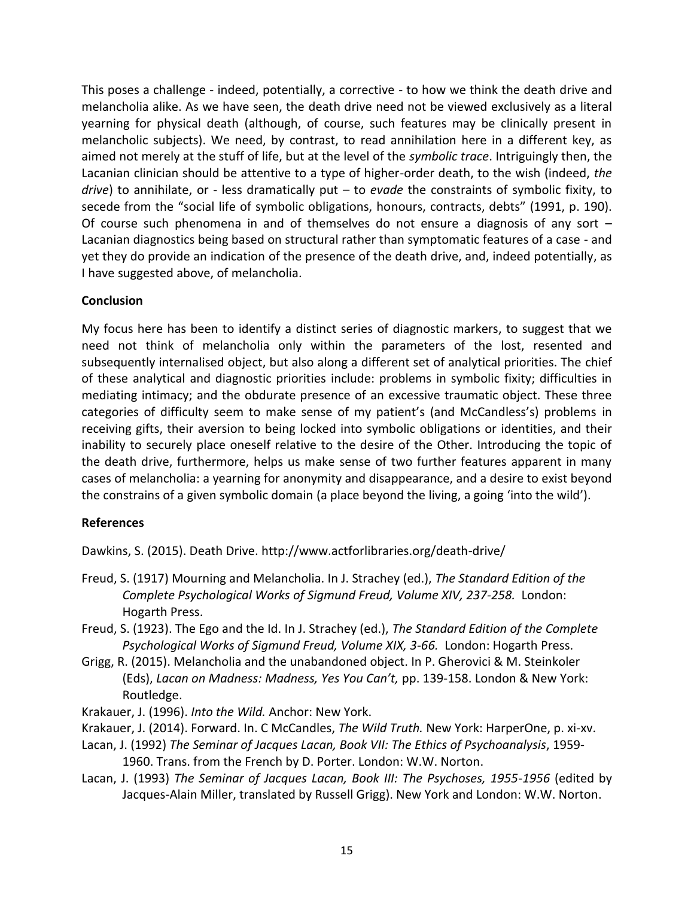This poses a challenge - indeed, potentially, a corrective - to how we think the death drive and melancholia alike. As we have seen, the death drive need not be viewed exclusively as a literal yearning for physical death (although, of course, such features may be clinically present in melancholic subjects). We need, by contrast, to read annihilation here in a different key, as aimed not merely at the stuff of life, but at the level of the *symbolic trace*. Intriguingly then, the Lacanian clinician should be attentive to a type of higher-order death, to the wish (indeed, *the drive*) to annihilate, or - less dramatically put – to *evade* the constraints of symbolic fixity, to secede from the "social life of symbolic obligations, honours, contracts, debts" (1991, p. 190). Of course such phenomena in and of themselves do not ensure a diagnosis of any sort – Lacanian diagnostics being based on structural rather than symptomatic features of a case - and yet they do provide an indication of the presence of the death drive, and, indeed potentially, as I have suggested above, of melancholia.

**Conclusion**

My focus here has been to identify a distinct series of diagnostic markers, to suggest that we need not think of melancholia only within the parameters of the lost, resented and subsequently internalised object, but also along a different set of analytical priorities. The chief of these analytical and diagnostic priorities include: problems in symbolic fixity; difficulties in mediating intimacy; and the obdurate presence of an excessive traumatic object. These three categories of difficulty seem to make sense of my patient's (and McCandless's) problems in receiving gifts, their aversion to being locked into symbolic obligations or identities, and their inability to securely place oneself relative to the desire of the Other. Introducing the topic of the death drive, furthermore, helps us make sense of two further features apparent in many cases of melancholia: a yearning for anonymity and disappearance, and a desire to exist beyond the constrains of a given symbolic domain (a place beyond the living, a going 'into the wild').

**References**

Dawkins, S. (2015). Death Drive. http://www.actforlibraries.org/death-drive/

Freud, S. (1917) Mourning and Melancholia. In J. Strachey (ed.), *The Standard Edition of the Complete Psychological Works of Sigmund Freud, Volume XIV, 237-258.* London: Hogarth Press.

Freud, S. (1923). The Ego and the Id. In J. Strachey (ed.), *The Standard Edition of the Complete Psychological Works of Sigmund Freud, Volume XIX, 3-66.* London: Hogarth Press.

Grigg, R. (2015). Melancholia and the unabandoned object. In P. Gherovici & M. Steinkoler (Eds), *Lacan on Madness: Madness, Yes You Can't,* pp. 139-158. London & New York: Routledge.

Krakauer, J. (1996). *Into the Wild.* Anchor: New York.

Krakauer, J. (2014). Forward. In. C McCandles, *The Wild Truth.* New York: HarperOne, p. xi-xv.

Lacan, J. (1992) *The Seminar of Jacques Lacan, Book VII: The Ethics of Psychoanalysis*, 1959-1960. Trans. from the French by D. Porter. London: W.W. Norton.

Lacan, J. (1993) *The Seminar of Jacques Lacan, Book III: The Psychoses, 1955-1956* (edited by Jacques-Alain Miller, translated by Russell Grigg). New York and London: W.W. Norton.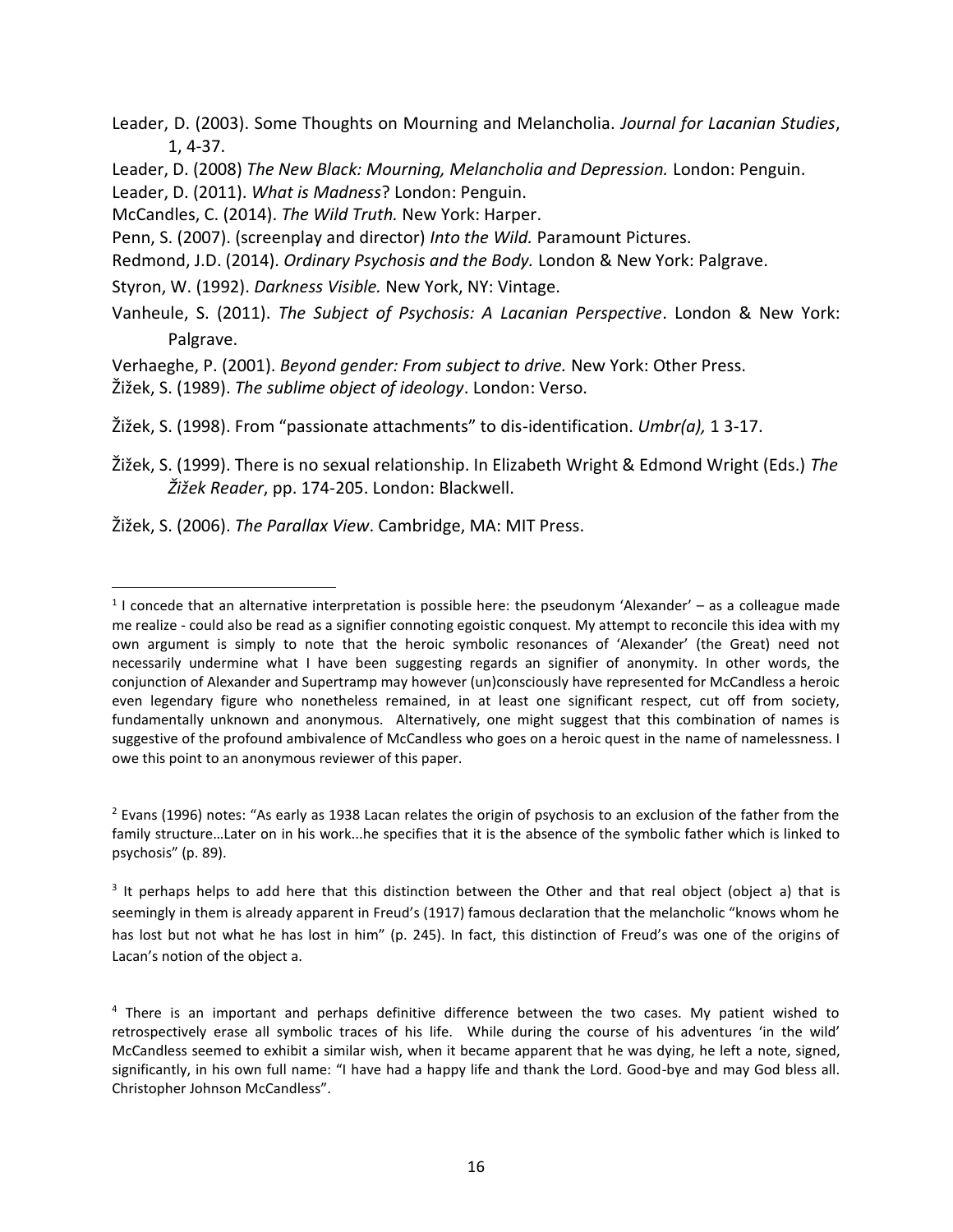Leader, D. (2003). Some Thoughts on Mourning and Melancholia. *Journal for Lacanian Studies*, 1, 4-37.

Leader, D. (2008) *The New Black: Mourning, Melancholia and Depression.* London: Penguin.

Leader, D. (2011). *What is Madness*? London: Penguin.

McCandles, C. (2014). *The Wild Truth.* New York: Harper.

Penn, S. (2007). (screenplay and director) *Into the Wild.* Paramount Pictures.

Redmond, J.D. (2014). *Ordinary Psychosis and the Body.* London & New York: Palgrave.

Styron, W. (1992). *Darkness Visible.* New York, NY: Vintage.

Vanheule, S. (2011). *The Subject of Psychosis: A Lacanian Perspective*. London & New York: Palgrave.

Verhaeghe, P. (2001). *Beyond gender: From subject to drive.* New York: Other Press.

Žižek, S. (1989). *The sublime object of ideology*. London: Verso.

Žižek, S. (1998). From "passionate attachments" to dis-identification. *Umbr(a),* 1 3-17.

Žižek, S. (1999). There is no sexual relationship. In Elizabeth Wright & Edmond Wright (Eds.) *The Žižek Reader*, pp. 174-205. London: Blackwell.

Žižek, S. (2006). *The Parallax View*. Cambridge, MA: MIT Press.

---

[1] I concede that an alternative interpretation is possible here: the pseudonym 'Alexander' – as a colleague made me realize - could also be read as a signifier connoting egoistic conquest. My attempt to reconcile this idea with my own argument is simply to note that the heroic symbolic resonances of 'Alexander' (the Great) need not necessarily undermine what I have been suggesting regards an signifier of anonymity. In other words, the conjunction of Alexander and Supertramp may however (un)consciously have represented for McCandless a heroic even legendary figure who nonetheless remained, in at least one significant respect, cut off from society, fundamentally unknown and anonymous. Alternatively, one might suggest that this combination of names is suggestive of the profound ambivalence of McCandless who goes on a heroic quest in the name of namelessness. I owe this point to an anonymous reviewer of this paper.

[2] Evans (1996) notes: "As early as 1938 Lacan relates the origin of psychosis to an exclusion of the father from the family structure…Later on in his work...he specifies that it is the absence of the symbolic father which is linked to psychosis" (p. 89).

[3] It perhaps helps to add here that this distinction between the Other and that real object (object a) that is seemingly in them is already apparent in Freud's (1917) famous declaration that the melancholic "knows whom he has lost but not what he has lost in him" (p. 245). In fact, this distinction of Freud's was one of the origins of Lacan's notion of the object a.

[4] There is an important and perhaps definitive difference between the two cases. My patient wished to retrospectively erase all symbolic traces of his life. While during the course of his adventures 'in the wild' McCandless seemed to exhibit a similar wish, when it became apparent that he was dying, he left a note, signed, significantly, in his own full name: "I have had a happy life and thank the Lord. Good-bye and may God bless all. Christopher Johnson McCandless".